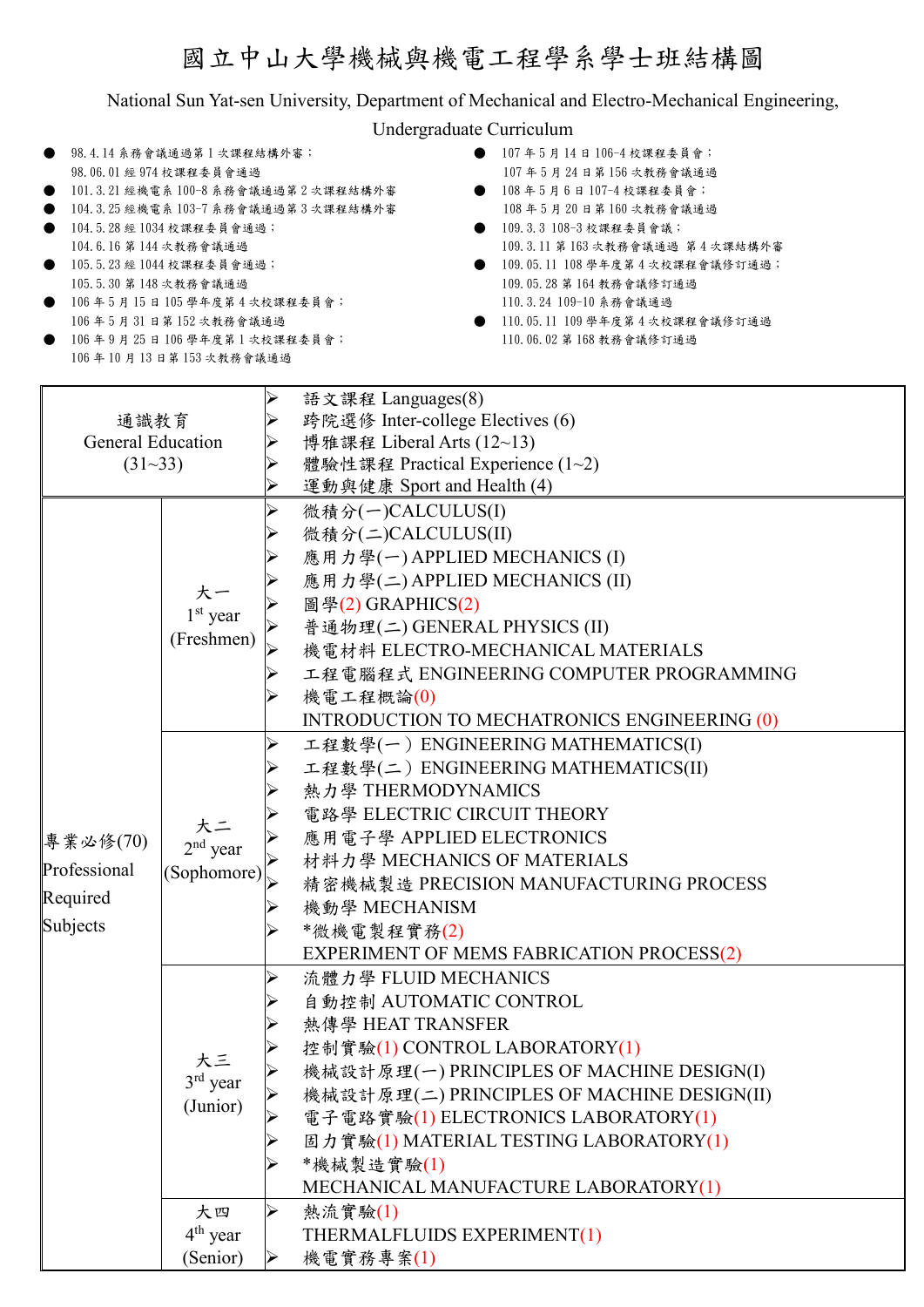# 國立中山大學機械與機電工程學系學士班結構圖

National Sun Yat-sen University, Department of Mechanical and Electro-Mechanical Engineering, Undergraduate Curriculum

- 98.4.14 系務會議通過第 1 次課程結構外審；
  98.06.01 經 974 校課程委員會通過
- 101.3.21 經機電系 100-8 系務會議通過第 2 次課程結構外審
- 104.3.25 經機電系 103-7 系務會議通過第 3 次課程結構外審
- 104.5.28 經 1034 校課程委員會通過；
  104.6.16 第 144 次教務會議通過
- 105.5.23 經 1044 校課程委員會通過；
  105.5.30 第 148 次教務會議通過
- 106 年 5 月 15 日 105 學年度第 4 次校課程委員會；
  106 年 5 月 31 日第 152 次教務會議通過
- 106 年 9 月 25 日 106 學年度第 1 次校課程委員會；
  106 年 10 月 13 日第 153 次教務會議通過
- 107 年 5 月 14 日 106-4 校課程委員會；
  107 年 5 月 24 日第 156 次教務會議通過
- 108 年 5 月 6 日 107-4 校課程委員會；
  108 年 5 月 20 日第 160 次教務會議通過
- 109.3.3 108-3 校課程委員會議；
  109.3.11 第 163 次教務會議通過 第 4 次課結構外審
- 109.05.11 108 學年度第 4 次校課程會議修訂通過；
  109.05.28 第 164 教務會議修訂通過
  110.3.24 109-10 系務會議通過
- 110.05.11 109 學年度第 4 次校課程會議修訂通過
  110.06.02 第 168 教務會議修訂通過

| 類別 | 年級 | 課程 |
|---|---|---|
| 通識教育 General Education (31~33) | | ➢ 語文課程 Languages(8)<br>➢ 跨院選修 Inter-college Electives (6)<br>➢ 博雅課程 Liberal Arts (12~13)<br>➢ 體驗性課程 Practical Experience (1~2)<br>➢ 運動與健康 Sport and Health (4) |
| 專業必修(70) Professional Required Subjects | 大一 1st year (Freshmen) | ➢ 微積分(一)CALCULUS(I)<br>➢ 微積分(二)CALCULUS(II)<br>➢ 應用力學(一) APPLIED MECHANICS (I)<br>➢ 應用力學(二) APPLIED MECHANICS (II)<br>➢ 圖學(2) GRAPHICS(2)<br>➢ 普通物理(二) GENERAL PHYSICS (II)<br>➢ 機電材料 ELECTRO-MECHANICAL MATERIALS<br>➢ 工程電腦程式 ENGINEERING COMPUTER PROGRAMMING<br>➢ 機電工程概論(0) INTRODUCTION TO MECHATRONICS ENGINEERING (0) |
| | 大二 2nd year (Sophomore) | ➢ 工程數學(一) ENGINEERING MATHEMATICS(I)<br>➢ 工程數學(二) ENGINEERING MATHEMATICS(II)<br>➢ 熱力學 THERMODYNAMICS<br>➢ 電路學 ELECTRIC CIRCUIT THEORY<br>➢ 應用電子學 APPLIED ELECTRONICS<br>➢ 材料力學 MECHANICS OF MATERIALS<br>➢ 精密機械製造 PRECISION MANUFACTURING PROCESS<br>➢ 機動學 MECHANISM<br>➢ *微機電製程實務(2) EXPERIMENT OF MEMS FABRICATION PROCESS(2) |
| | 大三 3rd year (Junior) | ➢ 流體力學 FLUID MECHANICS<br>➢ 自動控制 AUTOMATIC CONTROL<br>➢ 熱傳學 HEAT TRANSFER<br>➢ 控制實驗(1) CONTROL LABORATORY(1)<br>➢ 機械設計原理(一) PRINCIPLES OF MACHINE DESIGN(I)<br>➢ 機械設計原理(二) PRINCIPLES OF MACHINE DESIGN(II)<br>➢ 電子電路實驗(1) ELECTRONICS LABORATORY(1)<br>➢ 固力實驗(1) MATERIAL TESTING LABORATORY(1)<br>➢ *機械製造實驗(1) MECHANICAL MANUFACTURE LABORATORY(1) |
| | 大四 4th year (Senior) | ➢ 熱流實驗(1) THERMALFLUIDS EXPERIMENT(1)<br>➢ 機電實務專案(1) |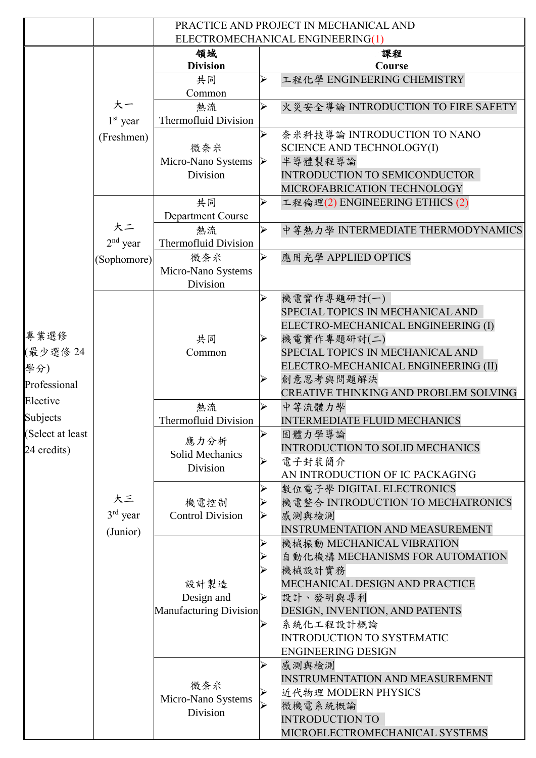| | | PRACTICE AND PROJECT IN MECHANICAL AND ELECTROMECHANICAL ENGINEERING(1) | |
|---|---|---|---|
| 專業選修<br>(最少選修 24 學分)<br>Professional Elective Subjects<br>(Select at least 24 credits) | | 領域<br>**Division** | 課程<br>**Course** |
| | 大一<br>1st year<br>(Freshmen) | 共同<br>Common | ➢ 工程化學 ENGINEERING CHEMISTRY |
| | | 熱流<br>Thermofluid Division | ➢ 火災安全導論 INTRODUCTION TO FIRE SAFETY |
| | | 微奈米<br>Micro-Nano Systems Division | ➢ 奈米科技導論 INTRODUCTION TO NANO SCIENCE AND TECHNOLOGY(I)<br>➢ 半導體製程導論<br>INTRODUCTION TO SEMICONDUCTOR MICROFABRICATION TECHNOLOGY |
| | 大二<br>2nd year<br>(Sophomore) | 共同<br>Department Course | ➢ 工程倫理(2) ENGINEERING ETHICS (2) |
| | | 熱流<br>Thermofluid Division | ➢ 中等熱力學 INTERMEDIATE THERMODYNAMICS |
| | | 微奈米<br>Micro-Nano Systems Division | ➢ 應用光學 APPLIED OPTICS |
| | 大三<br>3rd year<br>(Junior) | 共同<br>Common | ➢ 機電實作專題研討(一)<br>SPECIAL TOPICS IN MECHANICAL AND ELECTRO-MECHANICAL ENGINEERING (I)<br>➢ 機電實作專題研討(二)<br>SPECIAL TOPICS IN MECHANICAL AND ELECTRO-MECHANICAL ENGINEERING (II)<br>➢ 創意思考與問題解決<br>CREATIVE THINKING AND PROBLEM SOLVING |
| | | 熱流<br>Thermofluid Division | ➢ 中等流體力學<br>INTERMEDIATE FLUID MECHANICS |
| | | 應力分析<br>Solid Mechanics Division | ➢ 固體力學導論<br>INTRODUCTION TO SOLID MECHANICS<br>➢ 電子封裝簡介<br>AN INTRODUCTION OF IC PACKAGING |
| | | 機電控制<br>Control Division | ➢ 數位電子學 DIGITAL ELECTRONICS<br>➢ 機電整合 INTRODUCTION TO MECHATRONICS<br>➢ 感測與檢測<br>INSTRUMENTATION AND MEASUREMENT |
| | | 設計製造<br>Design and Manufacturing Division | ➢ 機械振動 MECHANICAL VIBRATION<br>➢ 自動化機構 MECHANISMS FOR AUTOMATION<br>➢ 機械設計實務<br>MECHANICAL DESIGN AND PRACTICE<br>➢ 設計、發明與專利<br>DESIGN, INVENTION, AND PATENTS<br>➢ 系統化工程設計概論<br>INTRODUCTION TO SYSTEMATIC ENGINEERING DESIGN |
| | | 微奈米<br>Micro-Nano Systems Division | ➢ 感測與檢測<br>INSTRUMENTATION AND MEASUREMENT<br>➢ 近代物理 MODERN PHYSICS<br>➢ 微機電系統概論<br>INTRODUCTION TO MICROELECTROMECHANICAL SYSTEMS |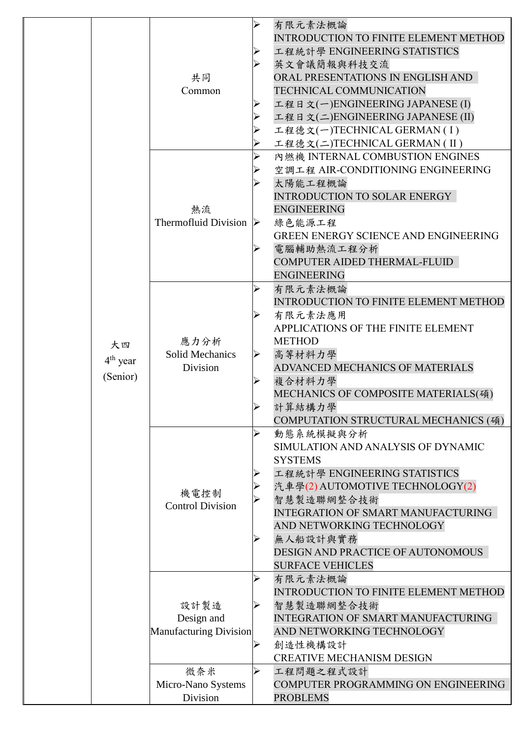|  |  |  |  |
|---|---|---|---|
|  | 大四<br>4th year<br>(Senior) | 共同<br>Common | ➢ 有限元素法概論 INTRODUCTION TO FINITE ELEMENT METHOD<br>➢ 工程統計學 ENGINEERING STATISTICS<br>➢ 英文會議簡報與科技交流 ORAL PRESENTATIONS IN ENGLISH AND TECHNICAL COMMUNICATION<br>➢ 工程日文(一)ENGINEERING JAPANESE (I)<br>➢ 工程日文(二)ENGINEERING JAPANESE (II)<br>➢ 工程德文(一)TECHNICAL GERMAN ( I )<br>➢ 工程德文(二)TECHNICAL GERMAN ( II ) |
|  |  | 熱流<br>Thermofluid Division | ➢ 內燃機 INTERNAL COMBUSTION ENGINES<br>➢ 空調工程 AIR-CONDITIONING ENGINEERING<br>➢ 太陽能工程概論 INTRODUCTION TO SOLAR ENERGY ENGINEERING<br>➢ 綠色能源工程 GREEN ENERGY SCIENCE AND ENGINEERING<br>➢ 電腦輔助熱流工程分析 COMPUTER AIDED THERMAL-FLUID ENGINEERING |
|  |  | 應力分析<br>Solid Mechanics Division | ➢ 有限元素法概論 INTRODUCTION TO FINITE ELEMENT METHOD<br>➢ 有限元素法應用 APPLICATIONS OF THE FINITE ELEMENT METHOD<br>➢ 高等材料力學 ADVANCED MECHANICS OF MATERIALS<br>➢ 複合材料力學 MECHANICS OF COMPOSITE MATERIALS(碩)<br>➢ 計算結構力學 COMPUTATION STRUCTURAL MECHANICS (碩) |
|  |  | 機電控制<br>Control Division | ➢ 動態系統模擬與分析 SIMULATION AND ANALYSIS OF DYNAMIC SYSTEMS<br>➢ 工程統計學 ENGINEERING STATISTICS<br>➢ 汽車學(2) AUTOMOTIVE TECHNOLOGY(2)<br>➢ 智慧製造聯網整合技術 INTEGRATION OF SMART MANUFACTURING AND NETWORKING TECHNOLOGY<br>➢ 無人船設計與實務 DESIGN AND PRACTICE OF AUTONOMOUS SURFACE VEHICLES |
|  |  | 設計製造<br>Design and Manufacturing Division | ➢ 有限元素法概論 INTRODUCTION TO FINITE ELEMENT METHOD<br>➢ 智慧製造聯網整合技術 INTEGRATION OF SMART MANUFACTURING AND NETWORKING TECHNOLOGY<br>➢ 創造性機構設計 CREATIVE MECHANISM DESIGN |
|  |  | 微奈米<br>Micro-Nano Systems Division | ➢ 工程問題之程式設計 COMPUTER PROGRAMMING ON ENGINEERING PROBLEMS |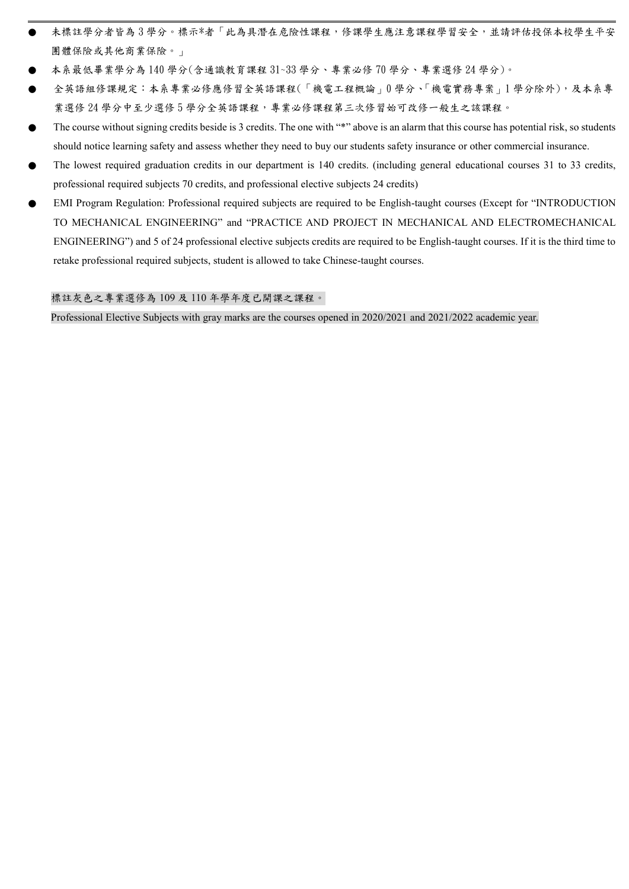- 未標註學分者皆為 3 學分。標示*者「此為具潛在危險性課程，修課學生應注意課程學習安全，並請評估投保本校學生平安團體保險或其他商業保險。」
- 本系最低畢業學分為 140 學分(含通識教育課程 31~33 學分、專業必修 70 學分、專業選修 24 學分)。
- 全英語組修課規定：本系專業必修應修習全英語課程(「機電工程概論」0 學分、「機電實務專案」1 學分除外)，及本系專業選修 24 學分中至少選修 5 學分全英語課程，專業必修課程第三次修習始可改修一般生之該課程。
- The course without signing credits beside is 3 credits. The one with "*" above is an alarm that this course has potential risk, so students should notice learning safety and assess whether they need to buy our students safety insurance or other commercial insurance.
- The lowest required graduation credits in our department is 140 credits. (including general educational courses 31 to 33 credits, professional required subjects 70 credits, and professional elective subjects 24 credits)
- EMI Program Regulation: Professional required subjects are required to be English-taught courses (Except for "INTRODUCTION TO MECHANICAL ENGINEERING" and "PRACTICE AND PROJECT IN MECHANICAL AND ELECTROMECHANICAL ENGINEERING") and 5 of 24 professional elective subjects credits are required to be English-taught courses. If it is the third time to retake professional required subjects, student is allowed to take Chinese-taught courses.

標註灰色之專業選修為 109 及 110 年學年度已開課之課程。

Professional Elective Subjects with gray marks are the courses opened in 2020/2021 and 2021/2022 academic year.